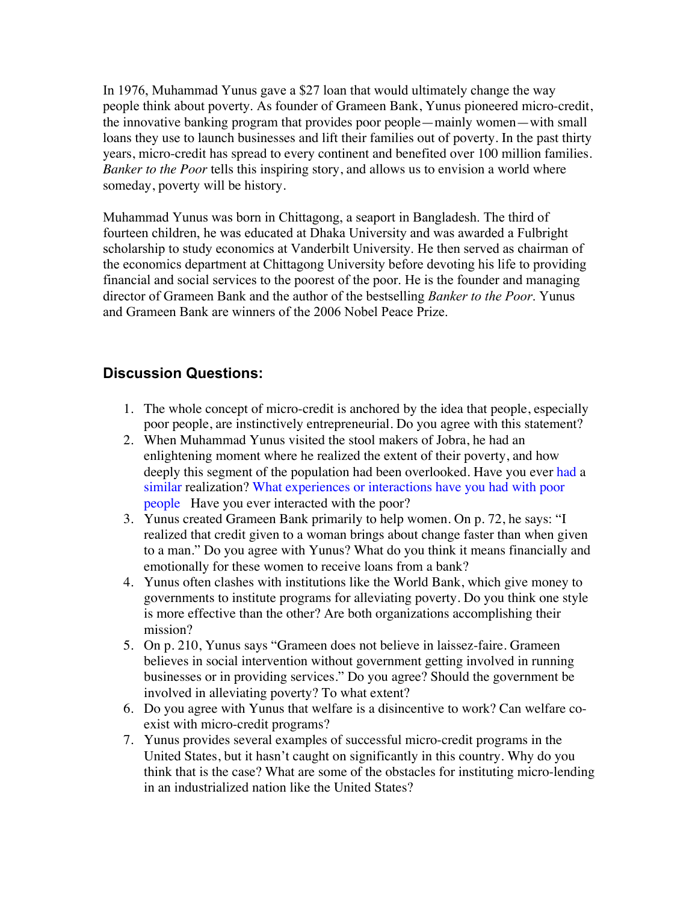In 1976, Muhammad Yunus gave a $27 loan that would ultimately change the way people think about poverty. As founder of Grameen Bank, Yunus pioneered micro-credit, the innovative banking program that provides poor people—mainly women—with small loans they use to launch businesses and lift their families out of poverty. In the past thirty years, micro-credit has spread to every continent and benefited over 100 million families. *Banker to the Poor* tells this inspiring story, and allows us to envision a world where someday, poverty will be history.

Muhammad Yunus was born in Chittagong, a seaport in Bangladesh. The third of fourteen children, he was educated at Dhaka University and was awarded a Fulbright scholarship to study economics at Vanderbilt University. He then served as chairman of the economics department at Chittagong University before devoting his life to providing financial and social services to the poorest of the poor. He is the founder and managing director of Grameen Bank and the author of the bestselling *Banker to the Poor*. Yunus and Grameen Bank are winners of the 2006 Nobel Peace Prize.

## Discussion Questions:

1. The whole concept of micro-credit is anchored by the idea that people, especially poor people, are instinctively entrepreneurial. Do you agree with this statement?
2. When Muhammad Yunus visited the stool makers of Jobra, he had an enlightening moment where he realized the extent of their poverty, and how deeply this segment of the population had been overlooked. Have you ever had a similar realization? What experiences or interactions have you had with poor people  Have you ever interacted with the poor?
3. Yunus created Grameen Bank primarily to help women. On p. 72, he says: "I realized that credit given to a woman brings about change faster than when given to a man." Do you agree with Yunus? What do you think it means financially and emotionally for these women to receive loans from a bank?
4. Yunus often clashes with institutions like the World Bank, which give money to governments to institute programs for alleviating poverty. Do you think one style is more effective than the other? Are both organizations accomplishing their mission?
5. On p. 210, Yunus says "Grameen does not believe in laissez-faire. Grameen believes in social intervention without government getting involved in running businesses or in providing services." Do you agree? Should the government be involved in alleviating poverty? To what extent?
6. Do you agree with Yunus that welfare is a disincentive to work? Can welfare co-exist with micro-credit programs?
7. Yunus provides several examples of successful micro-credit programs in the United States, but it hasn't caught on significantly in this country. Why do you think that is the case? What are some of the obstacles for instituting micro-lending in an industrialized nation like the United States?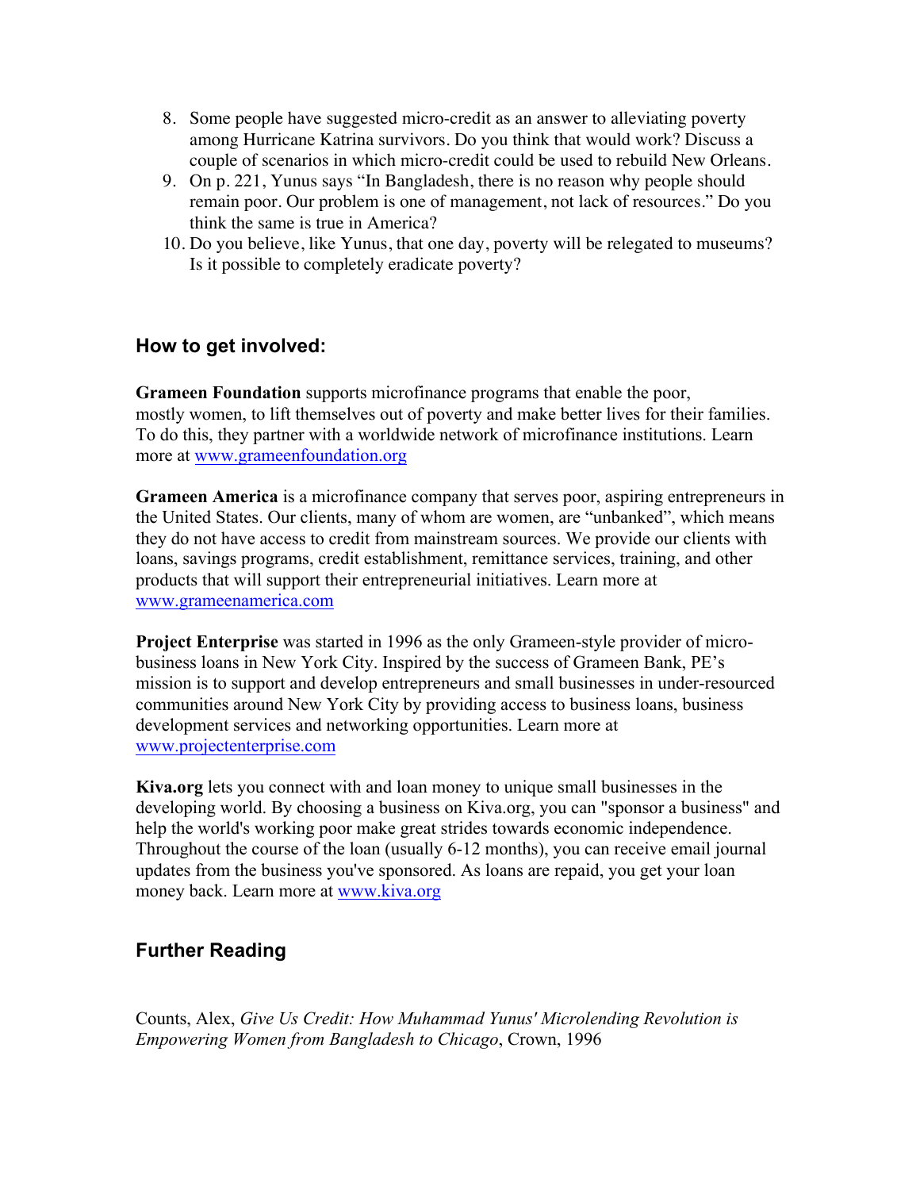8. Some people have suggested micro-credit as an answer to alleviating poverty among Hurricane Katrina survivors. Do you think that would work? Discuss a couple of scenarios in which micro-credit could be used to rebuild New Orleans.
9. On p. 221, Yunus says "In Bangladesh, there is no reason why people should remain poor. Our problem is one of management, not lack of resources." Do you think the same is true in America?
10. Do you believe, like Yunus, that one day, poverty will be relegated to museums? Is it possible to completely eradicate poverty?

## How to get involved:

**Grameen Foundation** supports microfinance programs that enable the poor, mostly women, to lift themselves out of poverty and make better lives for their families. To do this, they partner with a worldwide network of microfinance institutions. Learn more at [www.grameenfoundation.org](http://www.grameenfoundation.org)

**Grameen America** is a microfinance company that serves poor, aspiring entrepreneurs in the United States. Our clients, many of whom are women, are "unbanked", which means they do not have access to credit from mainstream sources. We provide our clients with loans, savings programs, credit establishment, remittance services, training, and other products that will support their entrepreneurial initiatives. Learn more at [www.grameenamerica.com](http://www.grameenamerica.com)

**Project Enterprise** was started in 1996 as the only Grameen-style provider of micro-business loans in New York City. Inspired by the success of Grameen Bank, PE's mission is to support and develop entrepreneurs and small businesses in under-resourced communities around New York City by providing access to business loans, business development services and networking opportunities. Learn more at [www.projectenterprise.com](http://www.projectenterprise.com)

**Kiva.org** lets you connect with and loan money to unique small businesses in the developing world. By choosing a business on Kiva.org, you can "sponsor a business" and help the world's working poor make great strides towards economic independence. Throughout the course of the loan (usually 6-12 months), you can receive email journal updates from the business you've sponsored. As loans are repaid, you get your loan money back. Learn more at [www.kiva.org](http://www.kiva.org)

## Further Reading

Counts, Alex, *Give Us Credit: How Muhammad Yunus' Microlending Revolution is Empowering Women from Bangladesh to Chicago*, Crown, 1996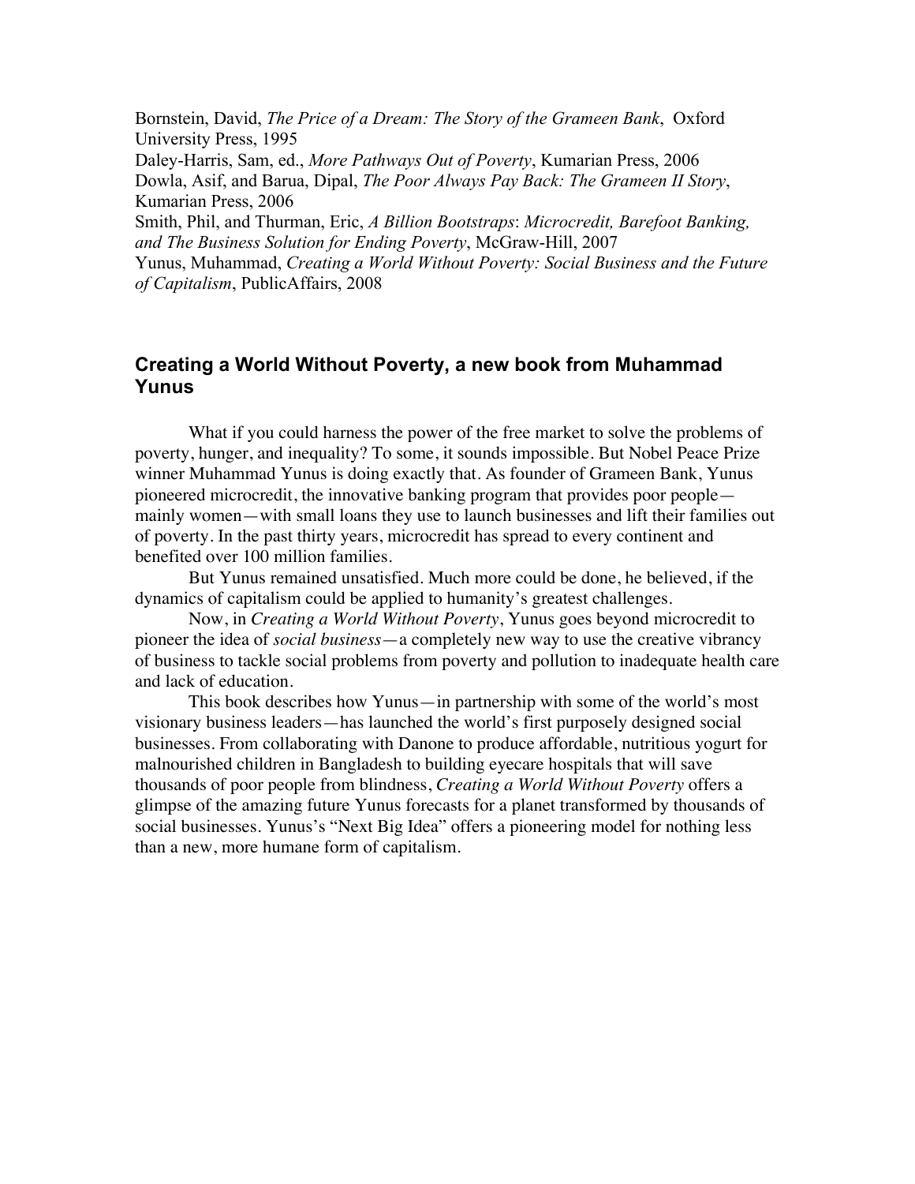Bornstein, David, *The Price of a Dream: The Story of the Grameen Bank*, Oxford University Press, 1995

Daley-Harris, Sam, ed., *More Pathways Out of Poverty*, Kumarian Press, 2006

Dowla, Asif, and Barua, Dipal, *The Poor Always Pay Back: The Grameen II Story*, Kumarian Press, 2006

Smith, Phil, and Thurman, Eric, *A Billion Bootstraps*: *Microcredit, Barefoot Banking, and The Business Solution for Ending Poverty*, McGraw-Hill, 2007

Yunus, Muhammad, *Creating a World Without Poverty: Social Business and the Future of Capitalism*, PublicAffairs, 2008

## Creating a World Without Poverty, a new book from Muhammad Yunus

What if you could harness the power of the free market to solve the problems of poverty, hunger, and inequality? To some, it sounds impossible. But Nobel Peace Prize winner Muhammad Yunus is doing exactly that. As founder of Grameen Bank, Yunus pioneered microcredit, the innovative banking program that provides poor people—mainly women—with small loans they use to launch businesses and lift their families out of poverty. In the past thirty years, microcredit has spread to every continent and benefited over 100 million families.

But Yunus remained unsatisfied. Much more could be done, he believed, if the dynamics of capitalism could be applied to humanity's greatest challenges.

Now, in *Creating a World Without Poverty*, Yunus goes beyond microcredit to pioneer the idea of *social business*—a completely new way to use the creative vibrancy of business to tackle social problems from poverty and pollution to inadequate health care and lack of education.

This book describes how Yunus—in partnership with some of the world's most visionary business leaders—has launched the world's first purposely designed social businesses. From collaborating with Danone to produce affordable, nutritious yogurt for malnourished children in Bangladesh to building eyecare hospitals that will save thousands of poor people from blindness, *Creating a World Without Poverty* offers a glimpse of the amazing future Yunus forecasts for a planet transformed by thousands of social businesses. Yunus's "Next Big Idea" offers a pioneering model for nothing less than a new, more humane form of capitalism.